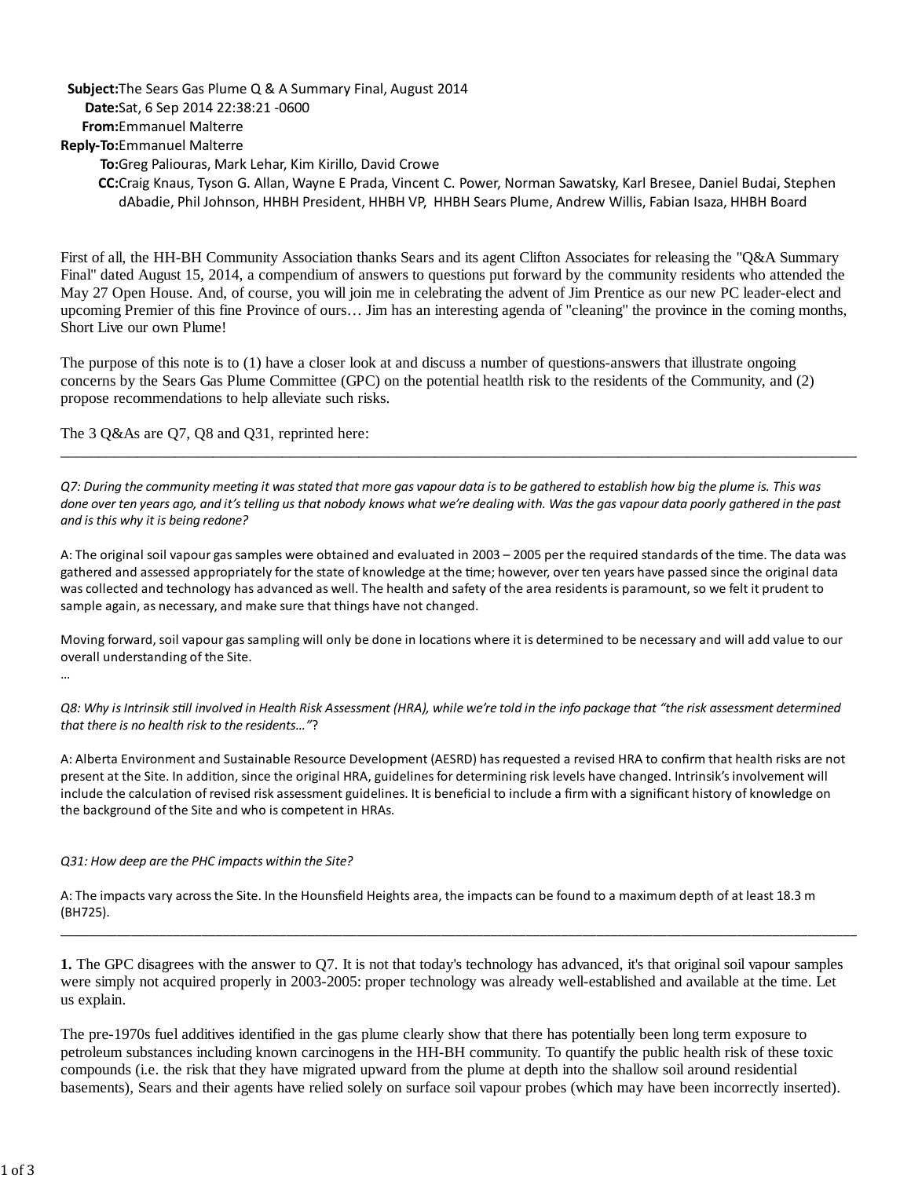**Subject:** The Sears Gas Plume Q & A Summary Final, August 2014
**Date:** Sat, 6 Sep 2014 22:38:21 -0600
**From:** Emmanuel Malterre
**Reply-To:** Emmanuel Malterre
**To:** Greg Paliouras, Mark Lehar, Kim Kirillo, David Crowe
**CC:** Craig Knaus, Tyson G. Allan, Wayne E Prada, Vincent C. Power, Norman Sawatsky, Karl Bresee, Daniel Budai, Stephen dAbadie, Phil Johnson, HHBH President, HHBH VP, HHBH Sears Plume, Andrew Willis, Fabian Isaza, HHBH Board

First of all, the HH-BH Community Association thanks Sears and its agent Clifton Associates for releasing the "Q&A Summary Final" dated August 15, 2014, a compendium of answers to questions put forward by the community residents who attended the May 27 Open House. And, of course, you will join me in celebrating the advent of Jim Prentice as our new PC leader-elect and upcoming Premier of this fine Province of ours… Jim has an interesting agenda of "cleaning" the province in the coming months, Short Live our own Plume!

The purpose of this note is to (1) have a closer look at and discuss a number of questions-answers that illustrate ongoing concerns by the Sears Gas Plume Committee (GPC) on the potential heatlth risk to the residents of the Community, and (2) propose recommendations to help alleviate such risks.

The 3 Q&As are Q7, Q8 and Q31, reprinted here:

---

*Q7: During the community meeting it was stated that more gas vapour data is to be gathered to establish how big the plume is. This was done over ten years ago, and it's telling us that nobody knows what we're dealing with. Was the gas vapour data poorly gathered in the past and is this why it is being redone?*

A: The original soil vapour gas samples were obtained and evaluated in 2003 – 2005 per the required standards of the time. The data was gathered and assessed appropriately for the state of knowledge at the time; however, over ten years have passed since the original data was collected and technology has advanced as well. The health and safety of the area residents is paramount, so we felt it prudent to sample again, as necessary, and make sure that things have not changed.

Moving forward, soil vapour gas sampling will only be done in locations where it is determined to be necessary and will add value to our overall understanding of the Site.

…

*Q8: Why is Intrinsik still involved in Health Risk Assessment (HRA), while we're told in the info package that "the risk assessment determined that there is no health risk to the residents…"?*

A: Alberta Environment and Sustainable Resource Development (AESRD) has requested a revised HRA to confirm that health risks are not present at the Site. In addition, since the original HRA, guidelines for determining risk levels have changed. Intrinsik's involvement will include the calculation of revised risk assessment guidelines. It is beneficial to include a firm with a significant history of knowledge on the background of the Site and who is competent in HRAs.

*Q31: How deep are the PHC impacts within the Site?*

A: The impacts vary across the Site. In the Hounsfield Heights area, the impacts can be found to a maximum depth of at least 18.3 m (BH725).

---

**1.** The GPC disagrees with the answer to Q7. It is not that today's technology has advanced, it's that original soil vapour samples were simply not acquired properly in 2003-2005: proper technology was already well-established and available at the time. Let us explain.

The pre-1970s fuel additives identified in the gas plume clearly show that there has potentially been long term exposure to petroleum substances including known carcinogens in the HH-BH community. To quantify the public health risk of these toxic compounds (i.e. the risk that they have migrated upward from the plume at depth into the shallow soil around residential basements), Sears and their agents have relied solely on surface soil vapour probes (which may have been incorrectly inserted).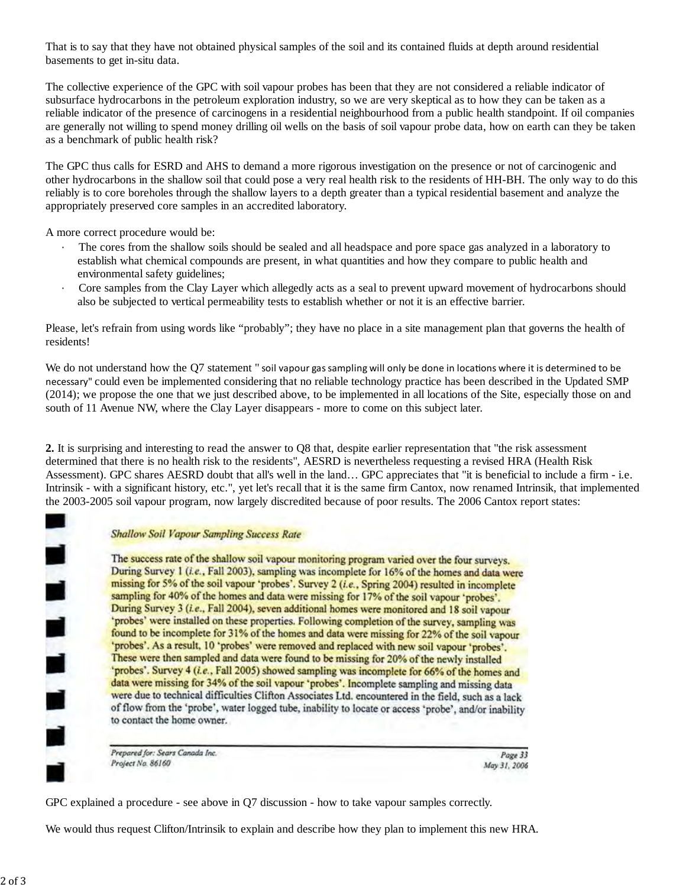That is to say that they have not obtained physical samples of the soil and its contained fluids at depth around residential basements to get in-situ data.

The collective experience of the GPC with soil vapour probes has been that they are not considered a reliable indicator of subsurface hydrocarbons in the petroleum exploration industry, so we are very skeptical as to how they can be taken as a reliable indicator of the presence of carcinogens in a residential neighbourhood from a public health standpoint. If oil companies are generally not willing to spend money drilling oil wells on the basis of soil vapour probe data, how on earth can they be taken as a benchmark of public health risk?

The GPC thus calls for ESRD and AHS to demand a more rigorous investigation on the presence or not of carcinogenic and other hydrocarbons in the shallow soil that could pose a very real health risk to the residents of HH-BH. The only way to do this reliably is to core boreholes through the shallow layers to a depth greater than a typical residential basement and analyze the appropriately preserved core samples in an accredited laboratory.

A more correct procedure would be:

- The cores from the shallow soils should be sealed and all headspace and pore space gas analyzed in a laboratory to establish what chemical compounds are present, in what quantities and how they compare to public health and environmental safety guidelines;
- Core samples from the Clay Layer which allegedly acts as a seal to prevent upward movement of hydrocarbons should also be subjected to vertical permeability tests to establish whether or not it is an effective barrier.

Please, let's refrain from using words like "probably"; they have no place in a site management plan that governs the health of residents!

We do not understand how the Q7 statement " soil vapour gas sampling will only be done in locations where it is determined to be necessary" could even be implemented considering that no reliable technology practice has been described in the Updated SMP (2014); we propose the one that we just described above, to be implemented in all locations of the Site, especially those on and south of 11 Avenue NW, where the Clay Layer disappears - more to come on this subject later.

**2.** It is surprising and interesting to read the answer to Q8 that, despite earlier representation that "the risk assessment determined that there is no health risk to the residents", AESRD is nevertheless requesting a revised HRA (Health Risk Assessment). GPC shares AESRD doubt that all's well in the land… GPC appreciates that "it is beneficial to include a firm - i.e. Intrinsik - with a significant history, etc.", yet let's recall that it is the same firm Cantox, now renamed Intrinsik, that implemented the 2003-2005 soil vapour program, now largely discredited because of poor results. The 2006 Cantox report states:

> *Shallow Soil Vapour Sampling Success Rate*
>
> The success rate of the shallow soil vapour monitoring program varied over the four surveys. During Survey 1 (*i.e.*, Fall 2003), sampling was incomplete for 16% of the homes and data were missing for 5% of the soil vapour 'probes'. Survey 2 (*i.e.*, Spring 2004) resulted in incomplete sampling for 40% of the homes and data were missing for 17% of the soil vapour 'probes'. During Survey 3 (*i.e.*, Fall 2004), seven additional homes were monitored and 18 soil vapour 'probes' were installed on these properties. Following completion of the survey, sampling was found to be incomplete for 31% of the homes and data were missing for 22% of the soil vapour 'probes'. As a result, 10 'probes' were removed and replaced with new soil vapour 'probes'. These were then sampled and data were found to be missing for 20% of the newly installed 'probes'. Survey 4 (*i.e.*, Fall 2005) showed sampling was incomplete for 66% of the homes and data were missing for 34% of the soil vapour 'probes'. Incomplete sampling and missing data were due to technical difficulties Clifton Associates Ltd. encountered in the field, such as a lack of flow from the 'probe', water logged tube, inability to locate or access 'probe', and/or inability to contact the home owner.
>
> *Prepared for: Sears Canada Inc.*
> *Project No. 86160*
> *Page 33*
> *May 31, 2006*

GPC explained a procedure - see above in Q7 discussion - how to take vapour samples correctly.

We would thus request Clifton/Intrinsik to explain and describe how they plan to implement this new HRA.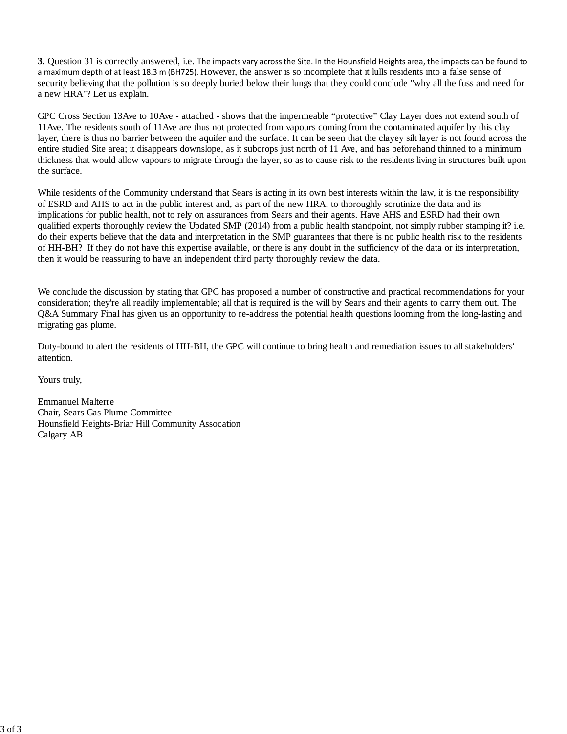**3.** Question 31 is correctly answered, i.e. The impacts vary across the Site. In the Hounsfield Heights area, the impacts can be found to a maximum depth of at least 18.3 m (BH725). However, the answer is so incomplete that it lulls residents into a false sense of security believing that the pollution is so deeply buried below their lungs that they could conclude "why all the fuss and need for a new HRA"? Let us explain.

GPC Cross Section 13Ave to 10Ave - attached - shows that the impermeable "protective" Clay Layer does not extend south of 11Ave. The residents south of 11Ave are thus not protected from vapours coming from the contaminated aquifer by this clay layer, there is thus no barrier between the aquifer and the surface. It can be seen that the clayey silt layer is not found across the entire studied Site area; it disappears downslope, as it subcrops just north of 11 Ave, and has beforehand thinned to a minimum thickness that would allow vapours to migrate through the layer, so as to cause risk to the residents living in structures built upon the surface.

While residents of the Community understand that Sears is acting in its own best interests within the law, it is the responsibility of ESRD and AHS to act in the public interest and, as part of the new HRA, to thoroughly scrutinize the data and its implications for public health, not to rely on assurances from Sears and their agents. Have AHS and ESRD had their own qualified experts thoroughly review the Updated SMP (2014) from a public health standpoint, not simply rubber stamping it? i.e. do their experts believe that the data and interpretation in the SMP guarantees that there is no public health risk to the residents of HH-BH? If they do not have this expertise available, or there is any doubt in the sufficiency of the data or its interpretation, then it would be reassuring to have an independent third party thoroughly review the data.

We conclude the discussion by stating that GPC has proposed a number of constructive and practical recommendations for your consideration; they're all readily implementable; all that is required is the will by Sears and their agents to carry them out. The Q&A Summary Final has given us an opportunity to re-address the potential health questions looming from the long-lasting and migrating gas plume.

Duty-bound to alert the residents of HH-BH, the GPC will continue to bring health and remediation issues to all stakeholders' attention.

Yours truly,

Emmanuel Malterre
Chair, Sears Gas Plume Committee
Hounsfield Heights-Briar Hill Community Assocation
Calgary AB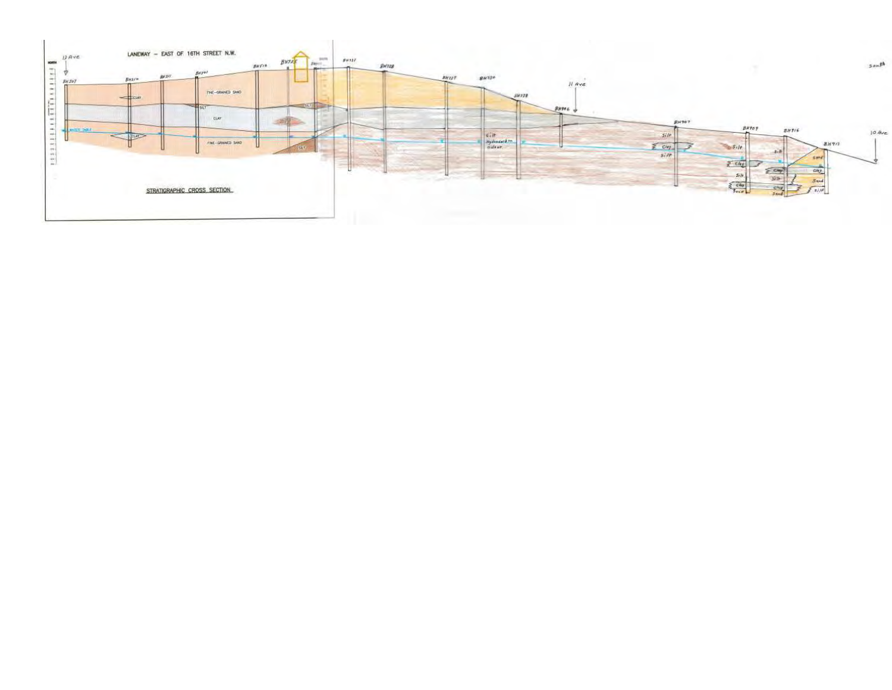LANEWAY – EAST OF 16TH STREET N.W.

12 Ave

NORTH

BH307

BH310

BH311

BH701

BH510

BH725

BH111

BH728

BH727

BH730

BH738

BH906

11 Ave

BH907

BH909

BH916

BH913

10 Ave

South

CLAY

FINE-GRAINED SAND

SILT

CLAY

WATER TABLE

CLAY

FINE-GRAINED SAND

SILT

Silt

Hydrocarbon odour

Silt

Clay

Silt

Silt

Clay

Silt

Clay

Sand

Clay

Silt

Clay

Sand

Sand

Clay

Sand

Silt

STRATIGRAPHIC CROSS SECTION